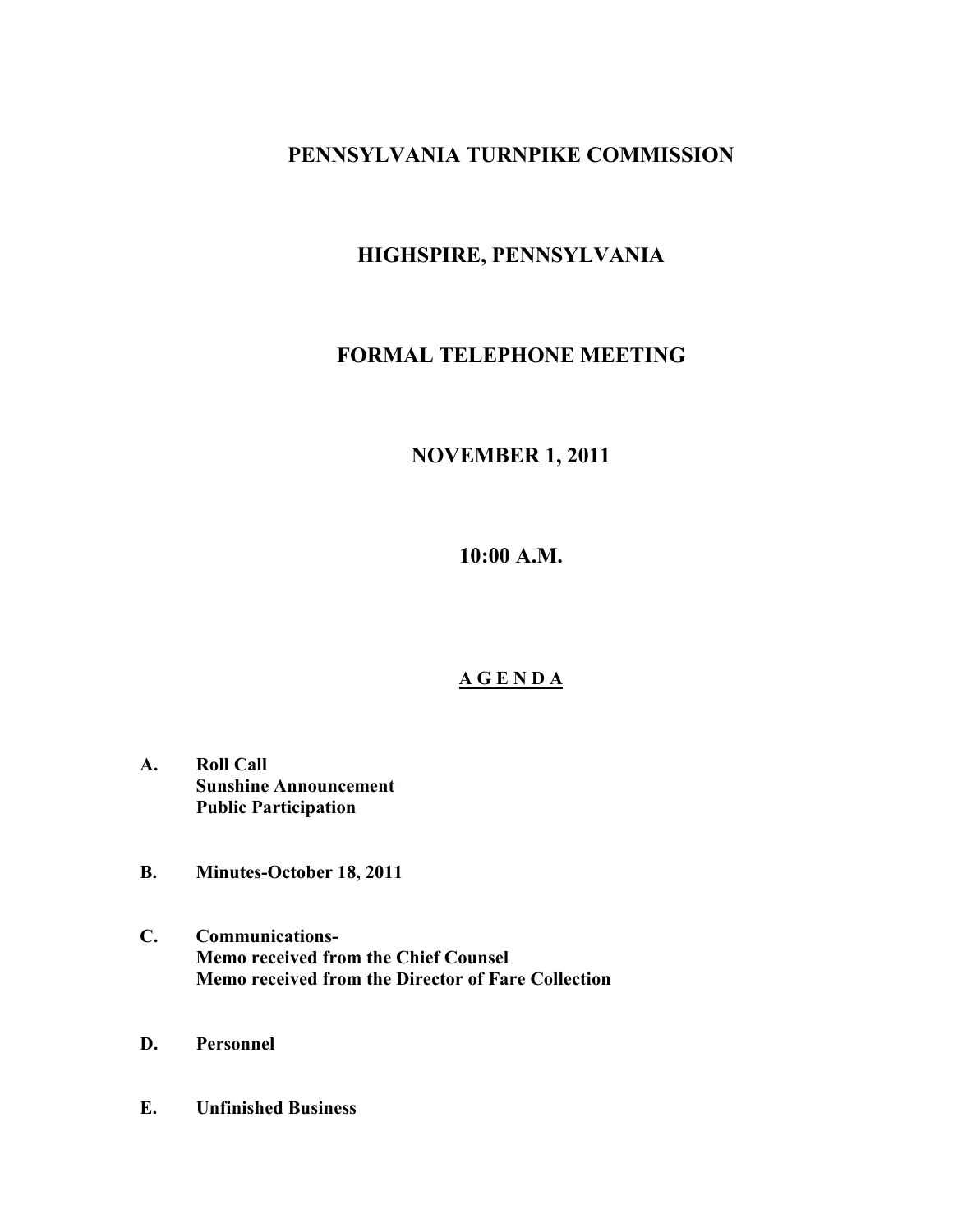# PENNSYLVANIA TURNPIKE COMMISSION

## HIGHSPIRE, PENNSYLVANIA

## FORMAL TELEPHONE MEETING

## NOVEMBER 1, 2011

## 10:00 A.M.

### A G E N D A

**A. Roll Call**
**Sunshine Announcement**
**Public Participation**

**B. Minutes-October 18, 2011**

**C. Communications-**
**Memo received from the Chief Counsel**
**Memo received from the Director of Fare Collection**

**D. Personnel**

**E. Unfinished Business**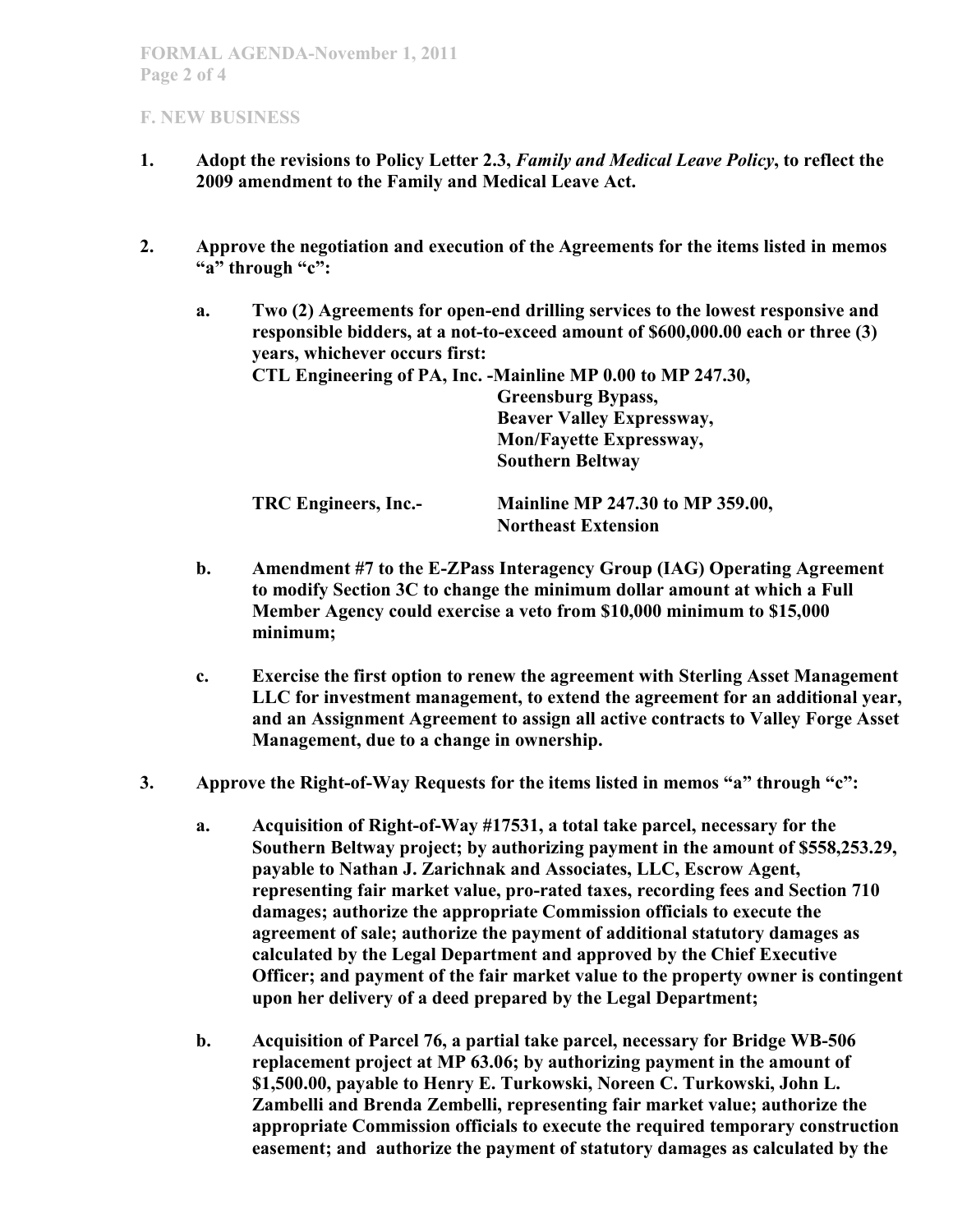## F. NEW BUSINESS

1. **Adopt the revisions to Policy Letter 2.3, *Family and Medical Leave Policy*, to reflect the 2009 amendment to the Family and Medical Leave Act.**

2. **Approve the negotiation and execution of the Agreements for the items listed in memos "a" through "c":**

   a. **Two (2) Agreements for open-end drilling services to the lowest responsive and responsible bidders, at a not-to-exceed amount of $600,000.00 each or three (3) years, whichever occurs first:**

      **CTL Engineering of PA, Inc. -Mainline MP 0.00 to MP 247.30,**
      **Greensburg Bypass,**
      **Beaver Valley Expressway,**
      **Mon/Fayette Expressway,**
      **Southern Beltway**

      **TRC Engineers, Inc.- Mainline MP 247.30 to MP 359.00,**
      **Northeast Extension**

   b. **Amendment #7 to the E-ZPass Interagency Group (IAG) Operating Agreement to modify Section 3C to change the minimum dollar amount at which a Full Member Agency could exercise a veto from $10,000 minimum to $15,000 minimum;**

   c. **Exercise the first option to renew the agreement with Sterling Asset Management LLC for investment management, to extend the agreement for an additional year, and an Assignment Agreement to assign all active contracts to Valley Forge Asset Management, due to a change in ownership.**

3. **Approve the Right-of-Way Requests for the items listed in memos "a" through "c":**

   a. **Acquisition of Right-of-Way #17531, a total take parcel, necessary for the Southern Beltway project; by authorizing payment in the amount of $558,253.29, payable to Nathan J. Zarichnak and Associates, LLC, Escrow Agent, representing fair market value, pro-rated taxes, recording fees and Section 710 damages; authorize the appropriate Commission officials to execute the agreement of sale; authorize the payment of additional statutory damages as calculated by the Legal Department and approved by the Chief Executive Officer; and payment of the fair market value to the property owner is contingent upon her delivery of a deed prepared by the Legal Department;**

   b. **Acquisition of Parcel 76, a partial take parcel, necessary for Bridge WB-506 replacement project at MP 63.06; by authorizing payment in the amount of $1,500.00, payable to Henry E. Turkowski, Noreen C. Turkowski, John L. Zambelli and Brenda Zembelli, representing fair market value; authorize the appropriate Commission officials to execute the required temporary construction easement; and authorize the payment of statutory damages as calculated by the**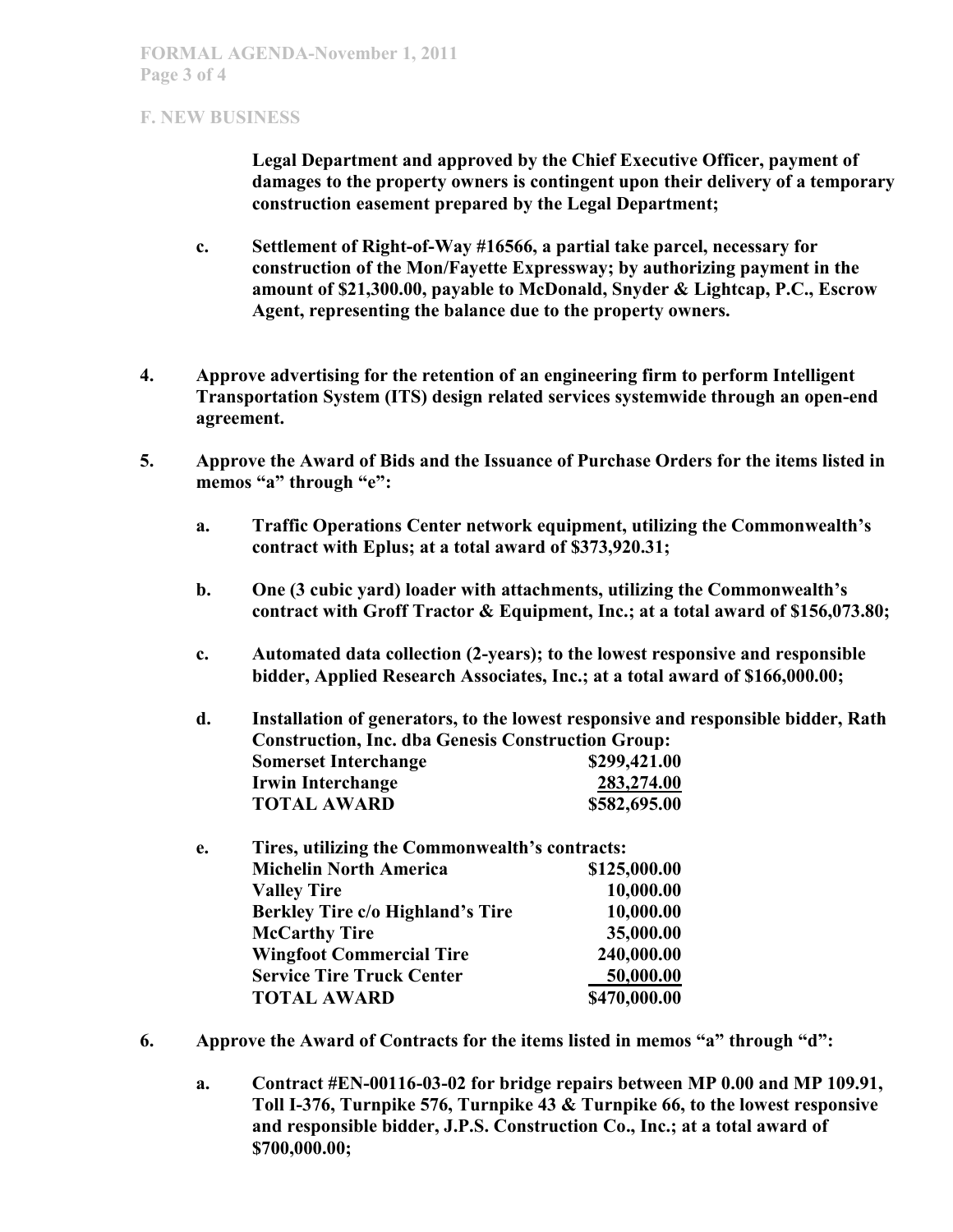## F. NEW BUSINESS

**Legal Department and approved by the Chief Executive Officer, payment of damages to the property owners is contingent upon their delivery of a temporary construction easement prepared by the Legal Department;**

**c. Settlement of Right-of-Way #16566, a partial take parcel, necessary for construction of the Mon/Fayette Expressway; by authorizing payment in the amount of $21,300.00, payable to McDonald, Snyder & Lightcap, P.C., Escrow Agent, representing the balance due to the property owners.**

**4. Approve advertising for the retention of an engineering firm to perform Intelligent Transportation System (ITS) design related services systemwide through an open-end agreement.**

**5. Approve the Award of Bids and the Issuance of Purchase Orders for the items listed in memos "a" through "e":**

**a. Traffic Operations Center network equipment, utilizing the Commonwealth's contract with Eplus; at a total award of $373,920.31;**

**b. One (3 cubic yard) loader with attachments, utilizing the Commonwealth's contract with Groff Tractor & Equipment, Inc.; at a total award of $156,073.80;**

**c. Automated data collection (2-years); to the lowest responsive and responsible bidder, Applied Research Associates, Inc.; at a total award of $166,000.00;**

**d. Installation of generators, to the lowest responsive and responsible bidder, Rath Construction, Inc. dba Genesis Construction Group:**

| | |
|---|---|
| **Somerset Interchange** | **$299,421.00** |
| **Irwin Interchange** | **283,274.00** |
| **TOTAL AWARD** | **$582,695.00** |

**e. Tires, utilizing the Commonwealth's contracts:**

| | |
|---|---|
| **Michelin North America** | **$125,000.00** |
| **Valley Tire** | **10,000.00** |
| **Berkley Tire c/o Highland's Tire** | **10,000.00** |
| **McCarthy Tire** | **35,000.00** |
| **Wingfoot Commercial Tire** | **240,000.00** |
| **Service Tire Truck Center** | **50,000.00** |
| **TOTAL AWARD** | **$470,000.00** |

**6. Approve the Award of Contracts for the items listed in memos "a" through "d":**

**a. Contract #EN-00116-03-02 for bridge repairs between MP 0.00 and MP 109.91, Toll I-376, Turnpike 576, Turnpike 43 & Turnpike 66, to the lowest responsive and responsible bidder, J.P.S. Construction Co., Inc.; at a total award of $700,000.00;**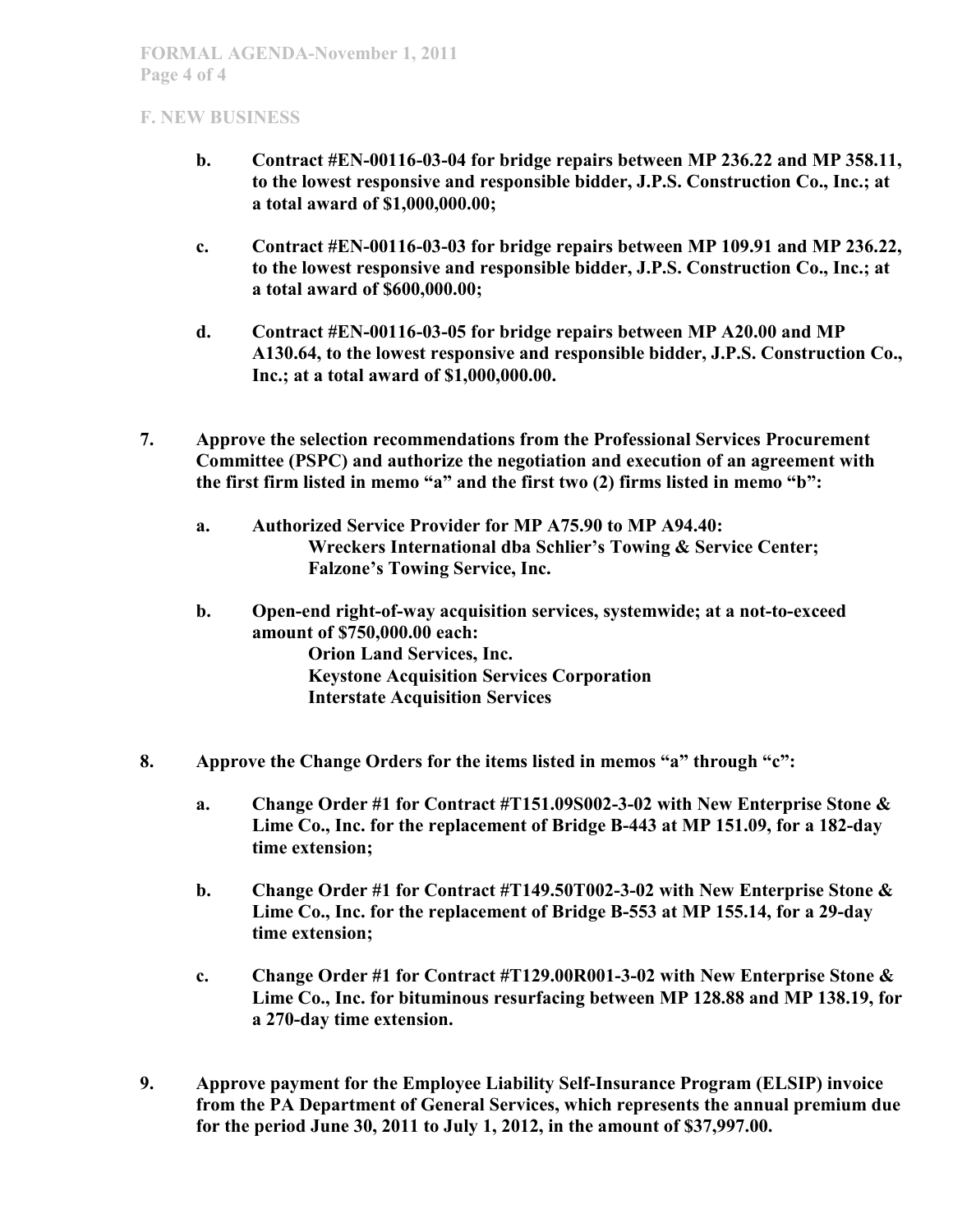## F. NEW BUSINESS

- **b. Contract #EN-00116-03-04 for bridge repairs between MP 236.22 and MP 358.11, to the lowest responsive and responsible bidder, J.P.S. Construction Co., Inc.; at a total award of $1,000,000.00;**

- **c. Contract #EN-00116-03-03 for bridge repairs between MP 109.91 and MP 236.22, to the lowest responsive and responsible bidder, J.P.S. Construction Co., Inc.; at a total award of $600,000.00;**

- **d. Contract #EN-00116-03-05 for bridge repairs between MP A20.00 and MP A130.64, to the lowest responsive and responsible bidder, J.P.S. Construction Co., Inc.; at a total award of $1,000,000.00.**

**7. Approve the selection recommendations from the Professional Services Procurement Committee (PSPC) and authorize the negotiation and execution of an agreement with the first firm listed in memo "a" and the first two (2) firms listed in memo "b":**

- **a. Authorized Service Provider for MP A75.90 to MP A94.40:**
  - **Wreckers International dba Schlier's Towing & Service Center;**
  - **Falzone's Towing Service, Inc.**

- **b. Open-end right-of-way acquisition services, systemwide; at a not-to-exceed amount of $750,000.00 each:**
  - **Orion Land Services, Inc.**
  - **Keystone Acquisition Services Corporation**
  - **Interstate Acquisition Services**

**8. Approve the Change Orders for the items listed in memos "a" through "c":**

- **a. Change Order #1 for Contract #T151.09S002-3-02 with New Enterprise Stone & Lime Co., Inc. for the replacement of Bridge B-443 at MP 151.09, for a 182-day time extension;**

- **b. Change Order #1 for Contract #T149.50T002-3-02 with New Enterprise Stone & Lime Co., Inc. for the replacement of Bridge B-553 at MP 155.14, for a 29-day time extension;**

- **c. Change Order #1 for Contract #T129.00R001-3-02 with New Enterprise Stone & Lime Co., Inc. for bituminous resurfacing between MP 128.88 and MP 138.19, for a 270-day time extension.**

**9. Approve payment for the Employee Liability Self-Insurance Program (ELSIP) invoice from the PA Department of General Services, which represents the annual premium due for the period June 30, 2011 to July 1, 2012, in the amount of $37,997.00.**